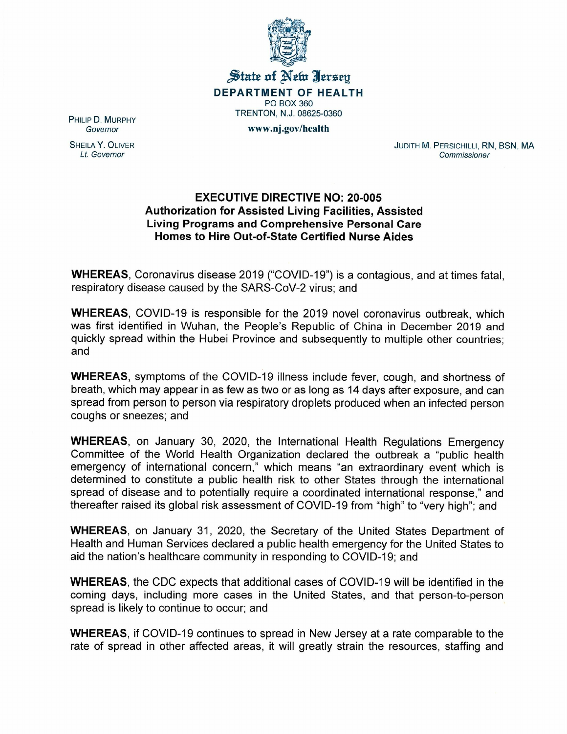State of New Jersey

**DEPARTMENT OF HEALTH**

PO BOX 360

TRENTON, N.J. 08625-0360

**www.nj.gov/health**

PHILIP D. MURPHY
*Governor*

SHEILA Y. OLIVER
*Lt. Governor*

JUDITH M. PERSICHILLI, RN, BSN, MA
*Commissioner*

## EXECUTIVE DIRECTIVE NO: 20-005
## Authorization for Assisted Living Facilities, Assisted Living Programs and Comprehensive Personal Care Homes to Hire Out-of-State Certified Nurse Aides

**WHEREAS**, Coronavirus disease 2019 ("COVID-19") is a contagious, and at times fatal, respiratory disease caused by the SARS-CoV-2 virus; and

**WHEREAS**, COVID-19 is responsible for the 2019 novel coronavirus outbreak, which was first identified in Wuhan, the People's Republic of China in December 2019 and quickly spread within the Hubei Province and subsequently to multiple other countries; and

**WHEREAS**, symptoms of the COVID-19 illness include fever, cough, and shortness of breath, which may appear in as few as two or as long as 14 days after exposure, and can spread from person to person via respiratory droplets produced when an infected person coughs or sneezes; and

**WHEREAS**, on January 30, 2020, the International Health Regulations Emergency Committee of the World Health Organization declared the outbreak a "public health emergency of international concern," which means "an extraordinary event which is determined to constitute a public health risk to other States through the international spread of disease and to potentially require a coordinated international response," and thereafter raised its global risk assessment of COVID-19 from "high" to "very high"; and

**WHEREAS**, on January 31, 2020, the Secretary of the United States Department of Health and Human Services declared a public health emergency for the United States to aid the nation's healthcare community in responding to COVID-19; and

**WHEREAS**, the CDC expects that additional cases of COVID-19 will be identified in the coming days, including more cases in the United States, and that person-to-person spread is likely to continue to occur; and

**WHEREAS**, if COVID-19 continues to spread in New Jersey at a rate comparable to the rate of spread in other affected areas, it will greatly strain the resources, staffing and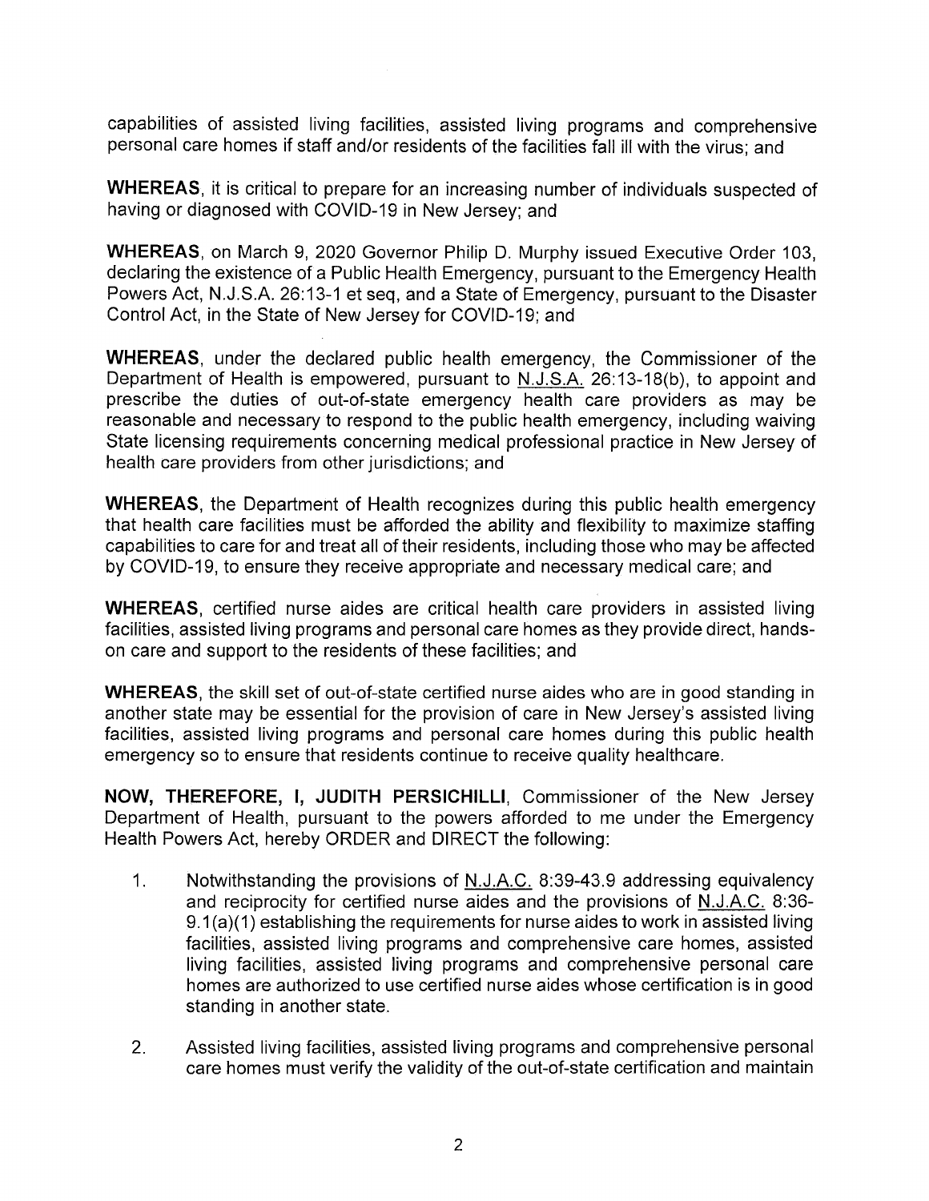capabilities of assisted living facilities, assisted living programs and comprehensive personal care homes if staff and/or residents of the facilities fall ill with the virus; and

**WHEREAS**, it is critical to prepare for an increasing number of individuals suspected of having or diagnosed with COVID-19 in New Jersey; and

**WHEREAS**, on March 9, 2020 Governor Philip D. Murphy issued Executive Order 103, declaring the existence of a Public Health Emergency, pursuant to the Emergency Health Powers Act, N.J.S.A. 26:13-1 et seq, and a State of Emergency, pursuant to the Disaster Control Act, in the State of New Jersey for COVID-19; and

**WHEREAS**, under the declared public health emergency, the Commissioner of the Department of Health is empowered, pursuant to N.J.S.A. 26:13-18(b), to appoint and prescribe the duties of out-of-state emergency health care providers as may be reasonable and necessary to respond to the public health emergency, including waiving State licensing requirements concerning medical professional practice in New Jersey of health care providers from other jurisdictions; and

**WHEREAS**, the Department of Health recognizes during this public health emergency that health care facilities must be afforded the ability and flexibility to maximize staffing capabilities to care for and treat all of their residents, including those who may be affected by COVID-19, to ensure they receive appropriate and necessary medical care; and

**WHEREAS**, certified nurse aides are critical health care providers in assisted living facilities, assisted living programs and personal care homes as they provide direct, hands-on care and support to the residents of these facilities; and

**WHEREAS**, the skill set of out-of-state certified nurse aides who are in good standing in another state may be essential for the provision of care in New Jersey's assisted living facilities, assisted living programs and personal care homes during this public health emergency so to ensure that residents continue to receive quality healthcare.

**NOW, THEREFORE, I, JUDITH PERSICHILLI**, Commissioner of the New Jersey Department of Health, pursuant to the powers afforded to me under the Emergency Health Powers Act, hereby ORDER and DIRECT the following:

1. Notwithstanding the provisions of N.J.A.C. 8:39-43.9 addressing equivalency and reciprocity for certified nurse aides and the provisions of N.J.A.C. 8:36-9.1(a)(1) establishing the requirements for nurse aides to work in assisted living facilities, assisted living programs and comprehensive care homes, assisted living facilities, assisted living programs and comprehensive personal care homes are authorized to use certified nurse aides whose certification is in good standing in another state.

2. Assisted living facilities, assisted living programs and comprehensive personal care homes must verify the validity of the out-of-state certification and maintain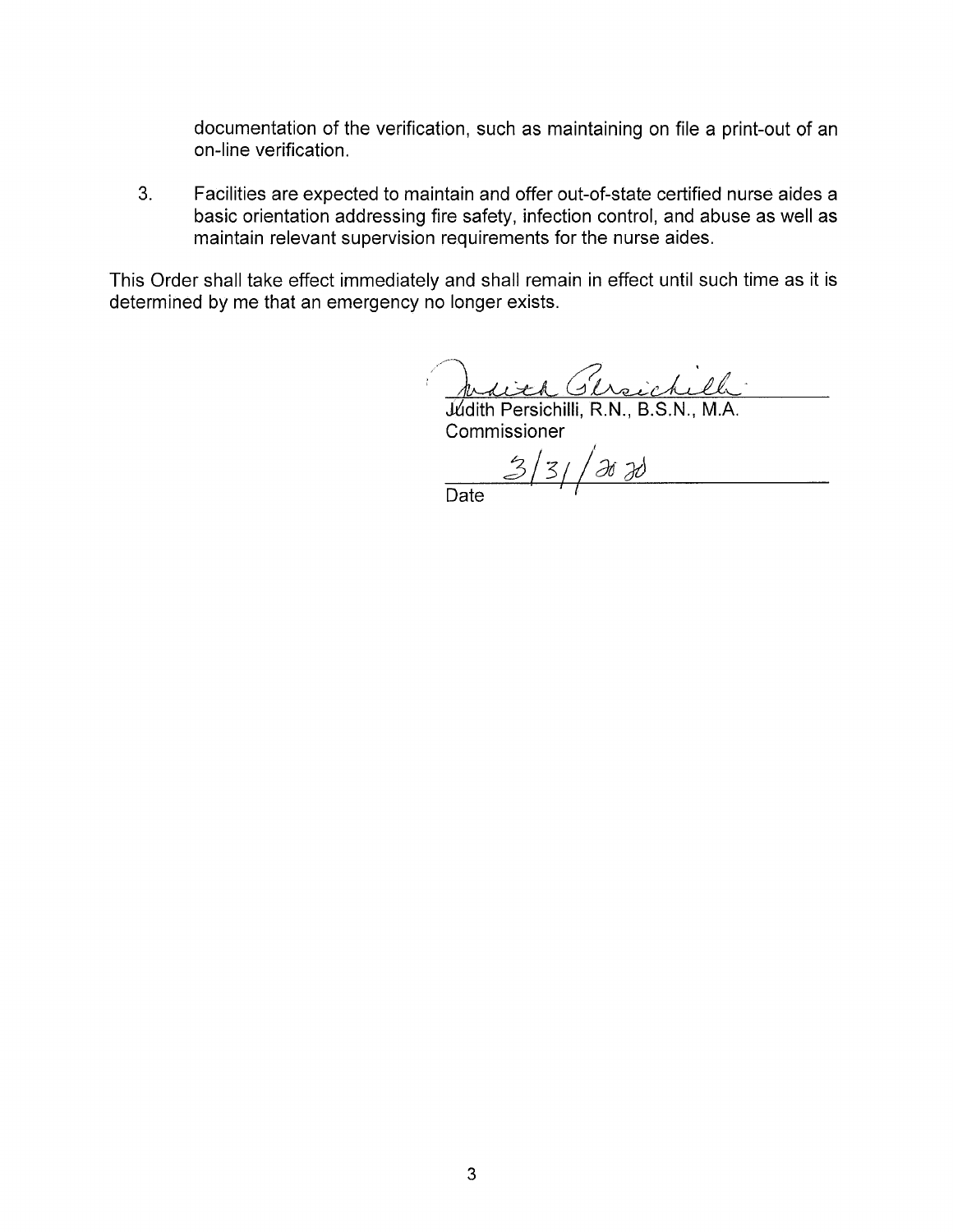documentation of the verification, such as maintaining on file a print-out of an on-line verification.

3. Facilities are expected to maintain and offer out-of-state certified nurse aides a basic orientation addressing fire safety, infection control, and abuse as well as maintain relevant supervision requirements for the nurse aides.

This Order shall take effect immediately and shall remain in effect until such time as it is determined by me that an emergency no longer exists.

Judith Persichilli

Judith Persichilli, R.N., B.S.N., M.A.
Commissioner

3/31/2020

Date